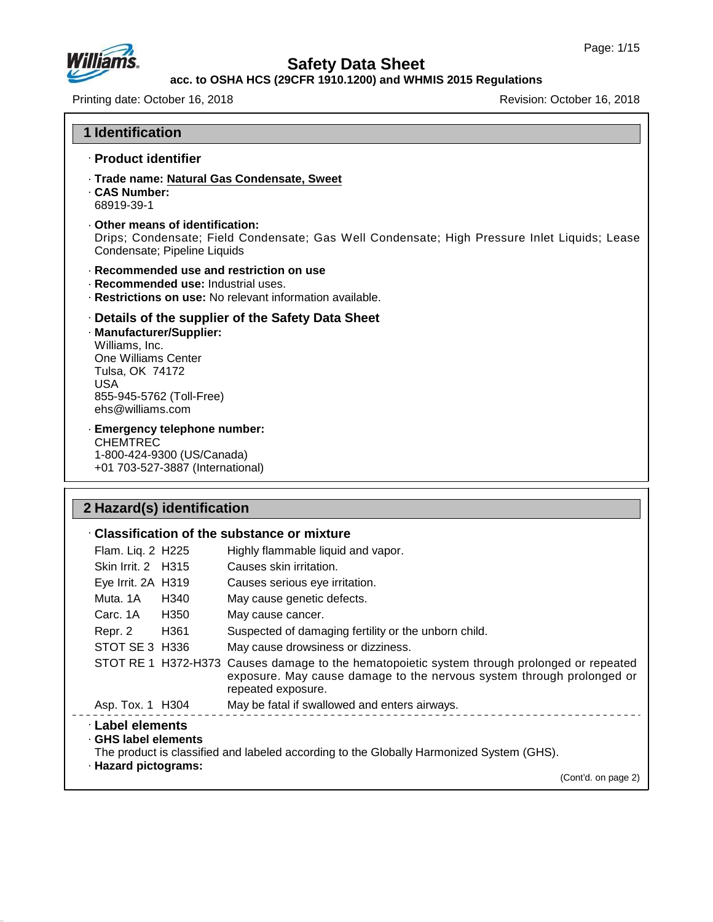# Safety Data Sheet

**acc. to OSHA HCS (29CFR 1910.1200) and WHMIS 2015 Regulations**

Printing date: October 16, 2018 Revision: October 16, 2018

## 1 Identification

· **Product identifier**

· **Trade name:** **Natural Gas Condensate, Sweet**
· **CAS Number:**
68919-39-1

· **Other means of identification:**
Drips; Condensate; Field Condensate; Gas Well Condensate; High Pressure Inlet Liquids; Lease Condensate; Pipeline Liquids

· **Recommended use and restriction on use**
· **Recommended use:** Industrial uses.
· **Restrictions on use:** No relevant information available.

· **Details of the supplier of the Safety Data Sheet**
· **Manufacturer/Supplier:**
Williams, Inc.
One Williams Center
Tulsa, OK 74172
USA
855-945-5762 (Toll-Free)
ehs@williams.com

· **Emergency telephone number:**
CHEMTREC
1-800-424-9300 (US/Canada)
+01 703-527-3887 (International)

## 2 Hazard(s) identification

· **Classification of the substance or mixture**

| Class | Code | Statement |
|---|---|---|
| Flam. Liq. 2 | H225 | Highly flammable liquid and vapor. |
| Skin Irrit. 2 | H315 | Causes skin irritation. |
| Eye Irrit. 2A | H319 | Causes serious eye irritation. |
| Muta. 1A | H340 | May cause genetic defects. |
| Carc. 1A | H350 | May cause cancer. |
| Repr. 2 | H361 | Suspected of damaging fertility or the unborn child. |
| STOT SE 3 | H336 | May cause drowsiness or dizziness. |
| STOT RE 1 | H372-H373 | Causes damage to the hematopoietic system through prolonged or repeated exposure. May cause damage to the nervous system through prolonged or repeated exposure. |
| Asp. Tox. 1 | H304 | May be fatal if swallowed and enters airways. |

· **Label elements**
· **GHS label elements**
The product is classified and labeled according to the Globally Harmonized System (GHS).
· **Hazard pictograms:**

(Cont'd. on page 2)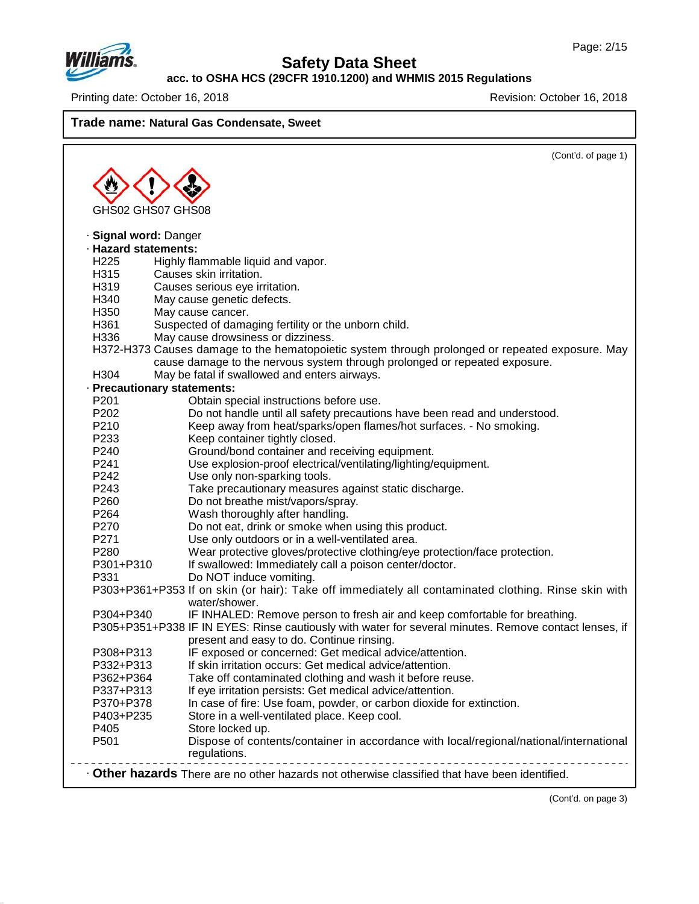**Trade name: Natural Gas Condensate, Sweet**

(Cont'd. of page 1)

GHS02 GHS07 GHS08

· **Signal word:** Danger

· **Hazard statements:**

| | |
|---|---|
| H225 | Highly flammable liquid and vapor. |
| H315 | Causes skin irritation. |
| H319 | Causes serious eye irritation. |
| H340 | May cause genetic defects. |
| H350 | May cause cancer. |
| H361 | Suspected of damaging fertility or the unborn child. |
| H336 | May cause drowsiness or dizziness. |
| H372-H373 | Causes damage to the hematopoietic system through prolonged or repeated exposure. May cause damage to the nervous system through prolonged or repeated exposure. |
| H304 | May be fatal if swallowed and enters airways. |

· **Precautionary statements:**

| | |
|---|---|
| P201 | Obtain special instructions before use. |
| P202 | Do not handle until all safety precautions have been read and understood. |
| P210 | Keep away from heat/sparks/open flames/hot surfaces. - No smoking. |
| P233 | Keep container tightly closed. |
| P240 | Ground/bond container and receiving equipment. |
| P241 | Use explosion-proof electrical/ventilating/lighting/equipment. |
| P242 | Use only non-sparking tools. |
| P243 | Take precautionary measures against static discharge. |
| P260 | Do not breathe mist/vapors/spray. |
| P264 | Wash thoroughly after handling. |
| P270 | Do not eat, drink or smoke when using this product. |
| P271 | Use only outdoors or in a well-ventilated area. |
| P280 | Wear protective gloves/protective clothing/eye protection/face protection. |
| P301+P310 | If swallowed: Immediately call a poison center/doctor. |
| P331 | Do NOT induce vomiting. |
| P303+P361+P353 | If on skin (or hair): Take off immediately all contaminated clothing. Rinse skin with water/shower. |
| P304+P340 | IF INHALED: Remove person to fresh air and keep comfortable for breathing. |
| P305+P351+P338 | IF IN EYES: Rinse cautiously with water for several minutes. Remove contact lenses, if present and easy to do. Continue rinsing. |
| P308+P313 | IF exposed or concerned: Get medical advice/attention. |
| P332+P313 | If skin irritation occurs: Get medical advice/attention. |
| P362+P364 | Take off contaminated clothing and wash it before reuse. |
| P337+P313 | If eye irritation persists: Get medical advice/attention. |
| P370+P378 | In case of fire: Use foam, powder, or carbon dioxide for extinction. |
| P403+P235 | Store in a well-ventilated place. Keep cool. |
| P405 | Store locked up. |
| P501 | Dispose of contents/container in accordance with local/regional/national/international regulations. |

· **Other hazards** There are no other hazards not otherwise classified that have been identified.

(Cont'd. on page 3)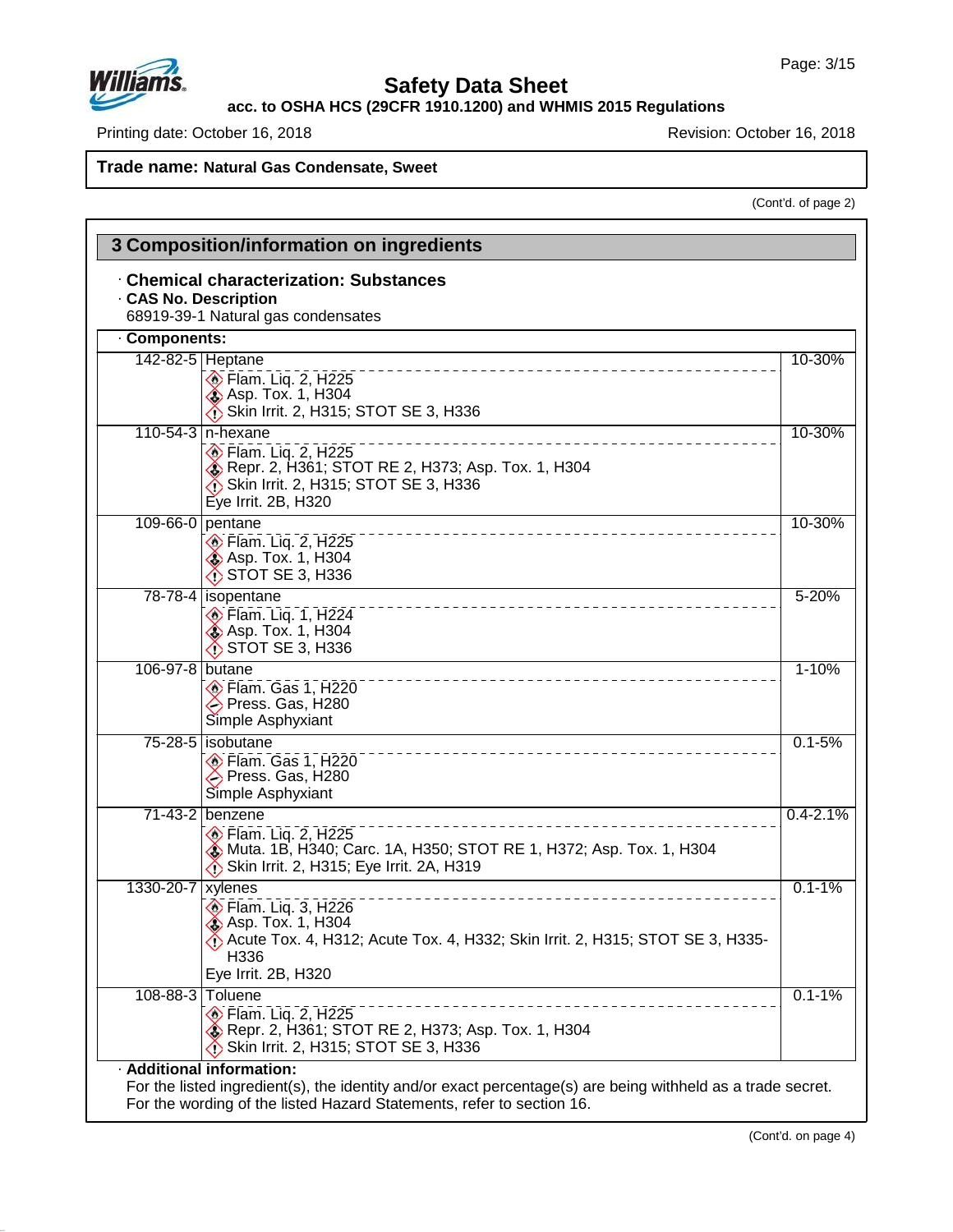**Trade name: Natural Gas Condensate, Sweet**

(Cont'd. of page 2)

## 3 Composition/information on ingredients

· **Chemical characterization: Substances**
· **CAS No. Description**
68919-39-1 Natural gas condensates

· **Components:**

| CAS No. | Component | % |
|---|---|---|
| 142-82-5 | Heptane<br>Flam. Liq. 2, H225<br>Asp. Tox. 1, H304<br>Skin Irrit. 2, H315; STOT SE 3, H336 | 10-30% |
| 110-54-3 | n-hexane<br>Flam. Liq. 2, H225<br>Repr. 2, H361; STOT RE 2, H373; Asp. Tox. 1, H304<br>Skin Irrit. 2, H315; STOT SE 3, H336<br>Eye Irrit. 2B, H320 | 10-30% |
| 109-66-0 | pentane<br>Flam. Liq. 2, H225<br>Asp. Tox. 1, H304<br>STOT SE 3, H336 | 10-30% |
| 78-78-4 | isopentane<br>Flam. Liq. 1, H224<br>Asp. Tox. 1, H304<br>STOT SE 3, H336 | 5-20% |
| 106-97-8 | butane<br>Flam. Gas 1, H220<br>Press. Gas, H280<br>Simple Asphyxiant | 1-10% |
| 75-28-5 | isobutane<br>Flam. Gas 1, H220<br>Press. Gas, H280<br>Simple Asphyxiant | 0.1-5% |
| 71-43-2 | benzene<br>Flam. Liq. 2, H225<br>Muta. 1B, H340; Carc. 1A, H350; STOT RE 1, H372; Asp. Tox. 1, H304<br>Skin Irrit. 2, H315; Eye Irrit. 2A, H319 | 0.4-2.1% |
| 1330-20-7 | xylenes<br>Flam. Liq. 3, H226<br>Asp. Tox. 1, H304<br>Acute Tox. 4, H312; Acute Tox. 4, H332; Skin Irrit. 2, H315; STOT SE 3, H335-H336<br>Eye Irrit. 2B, H320 | 0.1-1% |
| 108-88-3 | Toluene<br>Flam. Liq. 2, H225<br>Repr. 2, H361; STOT RE 2, H373; Asp. Tox. 1, H304<br>Skin Irrit. 2, H315; STOT SE 3, H336 | 0.1-1% |

· **Additional information:**
For the listed ingredient(s), the identity and/or exact percentage(s) are being withheld as a trade secret.
For the wording of the listed Hazard Statements, refer to section 16.

(Cont'd. on page 4)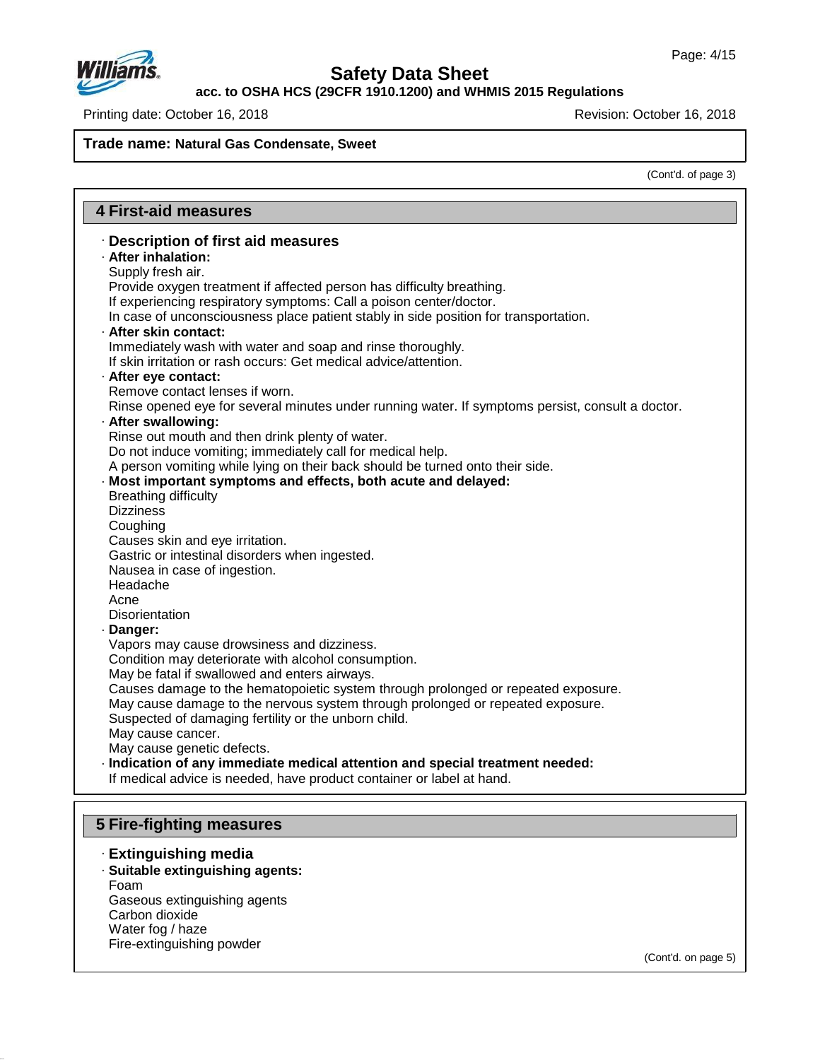**Trade name: Natural Gas Condensate, Sweet**

(Cont'd. of page 3)

## 4 First-aid measures

- ### Description of first aid measures
- **After inhalation:**
  Supply fresh air.
  Provide oxygen treatment if affected person has difficulty breathing.
  If experiencing respiratory symptoms: Call a poison center/doctor.
  In case of unconsciousness place patient stably in side position for transportation.
- **After skin contact:**
  Immediately wash with water and soap and rinse thoroughly.
  If skin irritation or rash occurs: Get medical advice/attention.
- **After eye contact:**
  Remove contact lenses if worn.
  Rinse opened eye for several minutes under running water. If symptoms persist, consult a doctor.
- **After swallowing:**
  Rinse out mouth and then drink plenty of water.
  Do not induce vomiting; immediately call for medical help.
  A person vomiting while lying on their back should be turned onto their side.
- **Most important symptoms and effects, both acute and delayed:**
  Breathing difficulty
  Dizziness
  Coughing
  Causes skin and eye irritation.
  Gastric or intestinal disorders when ingested.
  Nausea in case of ingestion.
  Headache
  Acne
  Disorientation
- **Danger:**
  Vapors may cause drowsiness and dizziness.
  Condition may deteriorate with alcohol consumption.
  May be fatal if swallowed and enters airways.
  Causes damage to the hematopoietic system through prolonged or repeated exposure.
  May cause damage to the nervous system through prolonged or repeated exposure.
  Suspected of damaging fertility or the unborn child.
  May cause cancer.
  May cause genetic defects.
- **Indication of any immediate medical attention and special treatment needed:**
  If medical advice is needed, have product container or label at hand.

## 5 Fire-fighting measures

- ### Extinguishing media
- **Suitable extinguishing agents:**
  Foam
  Gaseous extinguishing agents
  Carbon dioxide
  Water fog / haze
  Fire-extinguishing powder

(Cont'd. on page 5)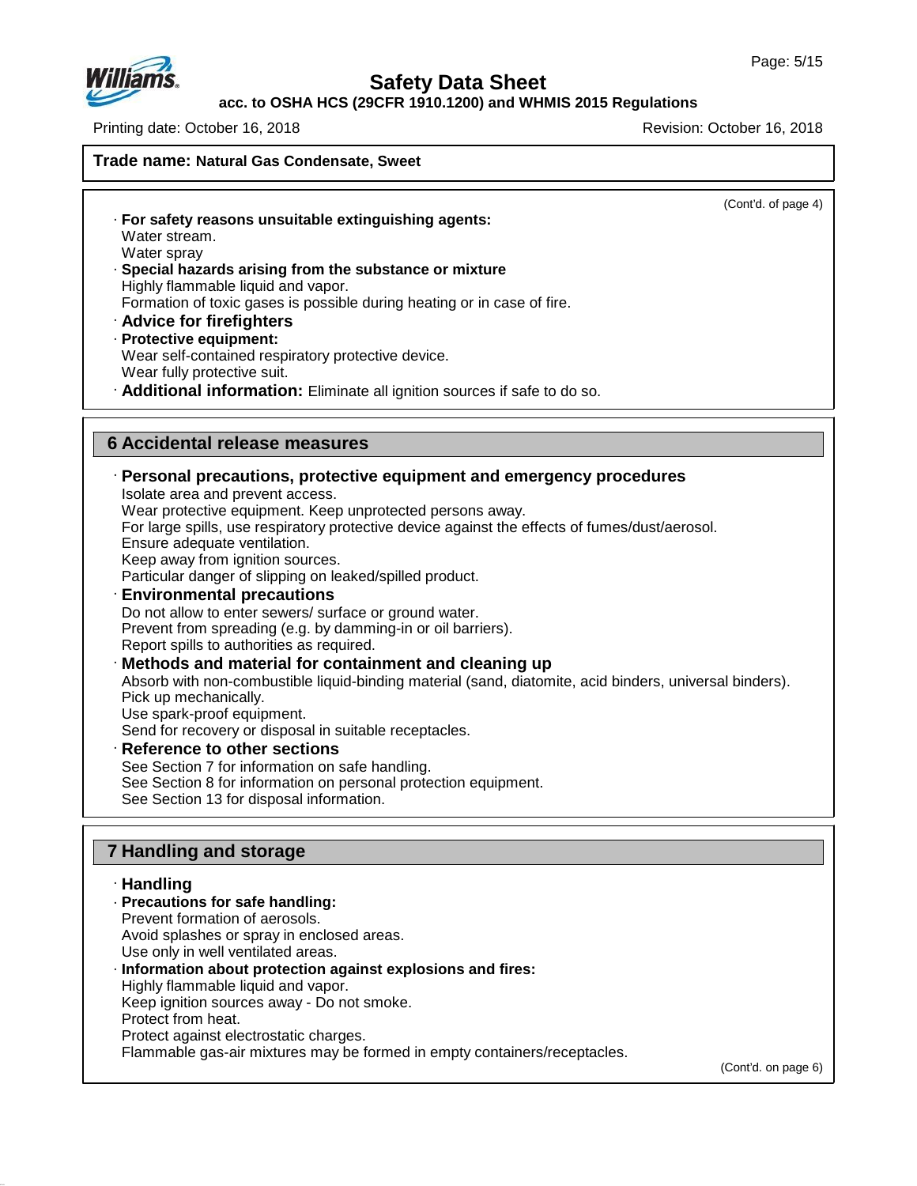**Trade name: Natural Gas Condensate, Sweet**

(Cont'd. of page 4)

· **For safety reasons unsuitable extinguishing agents:**
Water stream.
Water spray
· **Special hazards arising from the substance or mixture**
Highly flammable liquid and vapor.
Formation of toxic gases is possible during heating or in case of fire.
· **Advice for firefighters**
· **Protective equipment:**
Wear self-contained respiratory protective device.
Wear fully protective suit.
· **Additional information:** Eliminate all ignition sources if safe to do so.

## 6 Accidental release measures

· **Personal precautions, protective equipment and emergency procedures**
Isolate area and prevent access.
Wear protective equipment. Keep unprotected persons away.
For large spills, use respiratory protective device against the effects of fumes/dust/aerosol.
Ensure adequate ventilation.
Keep away from ignition sources.
Particular danger of slipping on leaked/spilled product.
· **Environmental precautions**
Do not allow to enter sewers/ surface or ground water.
Prevent from spreading (e.g. by damming-in or oil barriers).
Report spills to authorities as required.
· **Methods and material for containment and cleaning up**
Absorb with non-combustible liquid-binding material (sand, diatomite, acid binders, universal binders).
Pick up mechanically.
Use spark-proof equipment.
Send for recovery or disposal in suitable receptacles.
· **Reference to other sections**
See Section 7 for information on safe handling.
See Section 8 for information on personal protection equipment.
See Section 13 for disposal information.

## 7 Handling and storage

· **Handling**
· **Precautions for safe handling:**
Prevent formation of aerosols.
Avoid splashes or spray in enclosed areas.
Use only in well ventilated areas.
· **Information about protection against explosions and fires:**
Highly flammable liquid and vapor.
Keep ignition sources away - Do not smoke.
Protect from heat.
Protect against electrostatic charges.
Flammable gas-air mixtures may be formed in empty containers/receptacles.

(Cont'd. on page 6)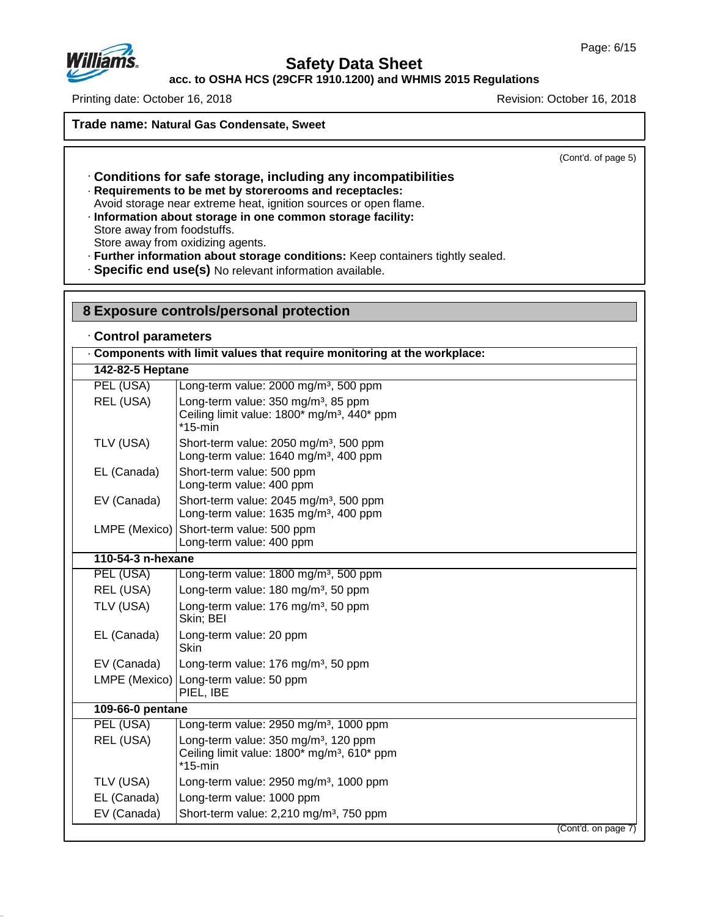**Trade name: Natural Gas Condensate, Sweet**

(Cont'd. of page 5)

· **Conditions for safe storage, including any incompatibilities**
· **Requirements to be met by storerooms and receptacles:**
Avoid storage near extreme heat, ignition sources or open flame.
· **Information about storage in one common storage facility:**
Store away from foodstuffs.
Store away from oxidizing agents.
· **Further information about storage conditions:** Keep containers tightly sealed.
· **Specific end use(s)** No relevant information available.

## 8 Exposure controls/personal protection

· **Control parameters**

| · **Components with limit values that require monitoring at the workplace:** | |
|---|---|
| **142-82-5 Heptane** | |
| PEL (USA) | Long-term value: 2000 mg/m³, 500 ppm |
| REL (USA) | Long-term value: 350 mg/m³, 85 ppm<br>Ceiling limit value: 1800* mg/m³, 440* ppm<br>*15-min |
| TLV (USA) | Short-term value: 2050 mg/m³, 500 ppm<br>Long-term value: 1640 mg/m³, 400 ppm |
| EL (Canada) | Short-term value: 500 ppm<br>Long-term value: 400 ppm |
| EV (Canada) | Short-term value: 2045 mg/m³, 500 ppm<br>Long-term value: 1635 mg/m³, 400 ppm |
| LMPE (Mexico) | Short-term value: 500 ppm<br>Long-term value: 400 ppm |
| **110-54-3 n-hexane** | |
| PEL (USA) | Long-term value: 1800 mg/m³, 500 ppm |
| REL (USA) | Long-term value: 180 mg/m³, 50 ppm |
| TLV (USA) | Long-term value: 176 mg/m³, 50 ppm<br>Skin; BEI |
| EL (Canada) | Long-term value: 20 ppm<br>Skin |
| EV (Canada) | Long-term value: 176 mg/m³, 50 ppm |
| LMPE (Mexico) | Long-term value: 50 ppm<br>PIEL, IBE |
| **109-66-0 pentane** | |
| PEL (USA) | Long-term value: 2950 mg/m³, 1000 ppm |
| REL (USA) | Long-term value: 350 mg/m³, 120 ppm<br>Ceiling limit value: 1800* mg/m³, 610* ppm<br>*15-min |
| TLV (USA) | Long-term value: 2950 mg/m³, 1000 ppm |
| EL (Canada) | Long-term value: 1000 ppm |
| EV (Canada) | Short-term value: 2,210 mg/m³, 750 ppm |

(Cont'd. on page 7)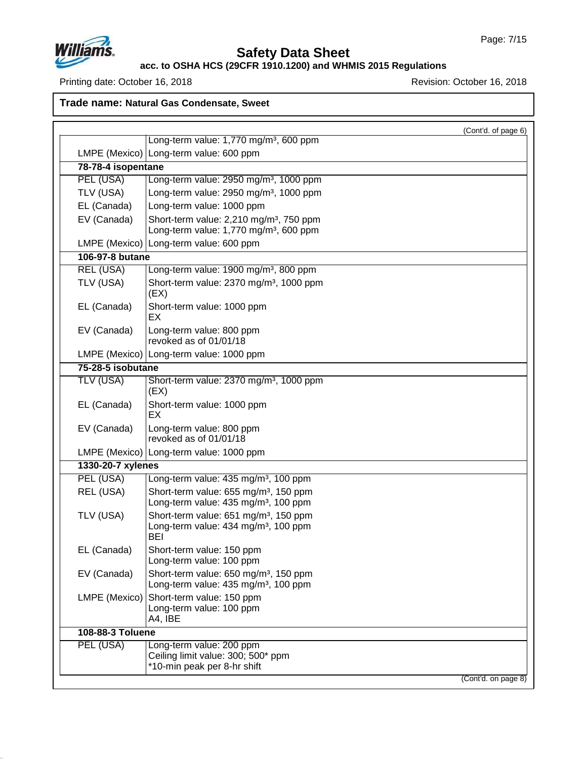**Trade name: Natural Gas Condensate, Sweet**

(Cont'd. of page 6)

| | |
|---|---|
| | Long-term value: 1,770 mg/m³, 600 ppm |
| LMPE (Mexico) | Long-term value: 600 ppm |
| **78-78-4 isopentane** | |
| PEL (USA) | Long-term value: 2950 mg/m³, 1000 ppm |
| TLV (USA) | Long-term value: 2950 mg/m³, 1000 ppm |
| EL (Canada) | Long-term value: 1000 ppm |
| EV (Canada) | Short-term value: 2,210 mg/m³, 750 ppm<br>Long-term value: 1,770 mg/m³, 600 ppm |
| LMPE (Mexico) | Long-term value: 600 ppm |
| **106-97-8 butane** | |
| REL (USA) | Long-term value: 1900 mg/m³, 800 ppm |
| TLV (USA) | Short-term value: 2370 mg/m³, 1000 ppm<br>(EX) |
| EL (Canada) | Short-term value: 1000 ppm<br>EX |
| EV (Canada) | Long-term value: 800 ppm<br>revoked as of 01/01/18 |
| LMPE (Mexico) | Long-term value: 1000 ppm |
| **75-28-5 isobutane** | |
| TLV (USA) | Short-term value: 2370 mg/m³, 1000 ppm<br>(EX) |
| EL (Canada) | Short-term value: 1000 ppm<br>EX |
| EV (Canada) | Long-term value: 800 ppm<br>revoked as of 01/01/18 |
| LMPE (Mexico) | Long-term value: 1000 ppm |
| **1330-20-7 xylenes** | |
| PEL (USA) | Long-term value: 435 mg/m³, 100 ppm |
| REL (USA) | Short-term value: 655 mg/m³, 150 ppm<br>Long-term value: 435 mg/m³, 100 ppm |
| TLV (USA) | Short-term value: 651 mg/m³, 150 ppm<br>Long-term value: 434 mg/m³, 100 ppm<br>BEI |
| EL (Canada) | Short-term value: 150 ppm<br>Long-term value: 100 ppm |
| EV (Canada) | Short-term value: 650 mg/m³, 150 ppm<br>Long-term value: 435 mg/m³, 100 ppm |
| LMPE (Mexico) | Short-term value: 150 ppm<br>Long-term value: 100 ppm<br>A4, IBE |
| **108-88-3 Toluene** | |
| PEL (USA) | Long-term value: 200 ppm<br>Ceiling limit value: 300; 500* ppm<br>*10-min peak per 8-hr shift |

(Cont'd. on page 8)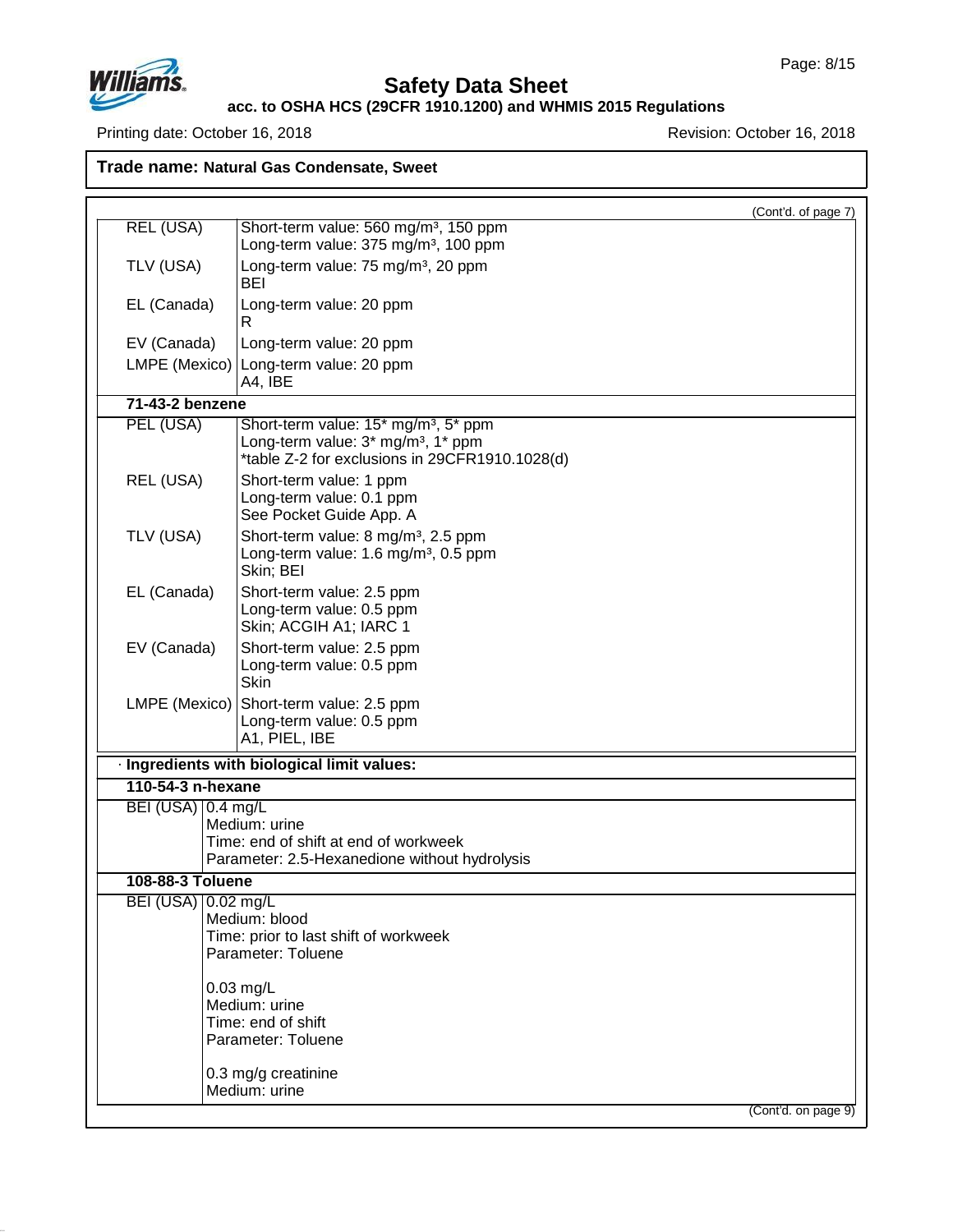**Trade name: Natural Gas Condensate, Sweet**

(Cont'd. of page 7)

| | |
|---|---|
| REL (USA) | Short-term value: 560 mg/m³, 150 ppm<br>Long-term value: 375 mg/m³, 100 ppm |
| TLV (USA) | Long-term value: 75 mg/m³, 20 ppm<br>BEI |
| EL (Canada) | Long-term value: 20 ppm<br>R |
| EV (Canada) | Long-term value: 20 ppm |
| LMPE (Mexico) | Long-term value: 20 ppm<br>A4, IBE |
| **71-43-2 benzene** | |
| PEL (USA) | Short-term value: 15* mg/m³, 5* ppm<br>Long-term value: 3* mg/m³, 1* ppm<br>*table Z-2 for exclusions in 29CFR1910.1028(d) |
| REL (USA) | Short-term value: 1 ppm<br>Long-term value: 0.1 ppm<br>See Pocket Guide App. A |
| TLV (USA) | Short-term value: 8 mg/m³, 2.5 ppm<br>Long-term value: 1.6 mg/m³, 0.5 ppm<br>Skin; BEI |
| EL (Canada) | Short-term value: 2.5 ppm<br>Long-term value: 0.5 ppm<br>Skin; ACGIH A1; IARC 1 |
| EV (Canada) | Short-term value: 2.5 ppm<br>Long-term value: 0.5 ppm<br>Skin |
| LMPE (Mexico) | Short-term value: 2.5 ppm<br>Long-term value: 0.5 ppm<br>A1, PIEL, IBE |

· **Ingredients with biological limit values:**

| | |
|---|---|
| **110-54-3 n-hexane** | |
| BEI (USA) | 0.4 mg/L<br>Medium: urine<br>Time: end of shift at end of workweek<br>Parameter: 2.5-Hexanedione without hydrolysis |
| **108-88-3 Toluene** | |
| BEI (USA) | 0.02 mg/L<br>Medium: blood<br>Time: prior to last shift of workweek<br>Parameter: Toluene<br><br>0.03 mg/L<br>Medium: urine<br>Time: end of shift<br>Parameter: Toluene<br><br>0.3 mg/g creatinine<br>Medium: urine |

(Cont'd. on page 9)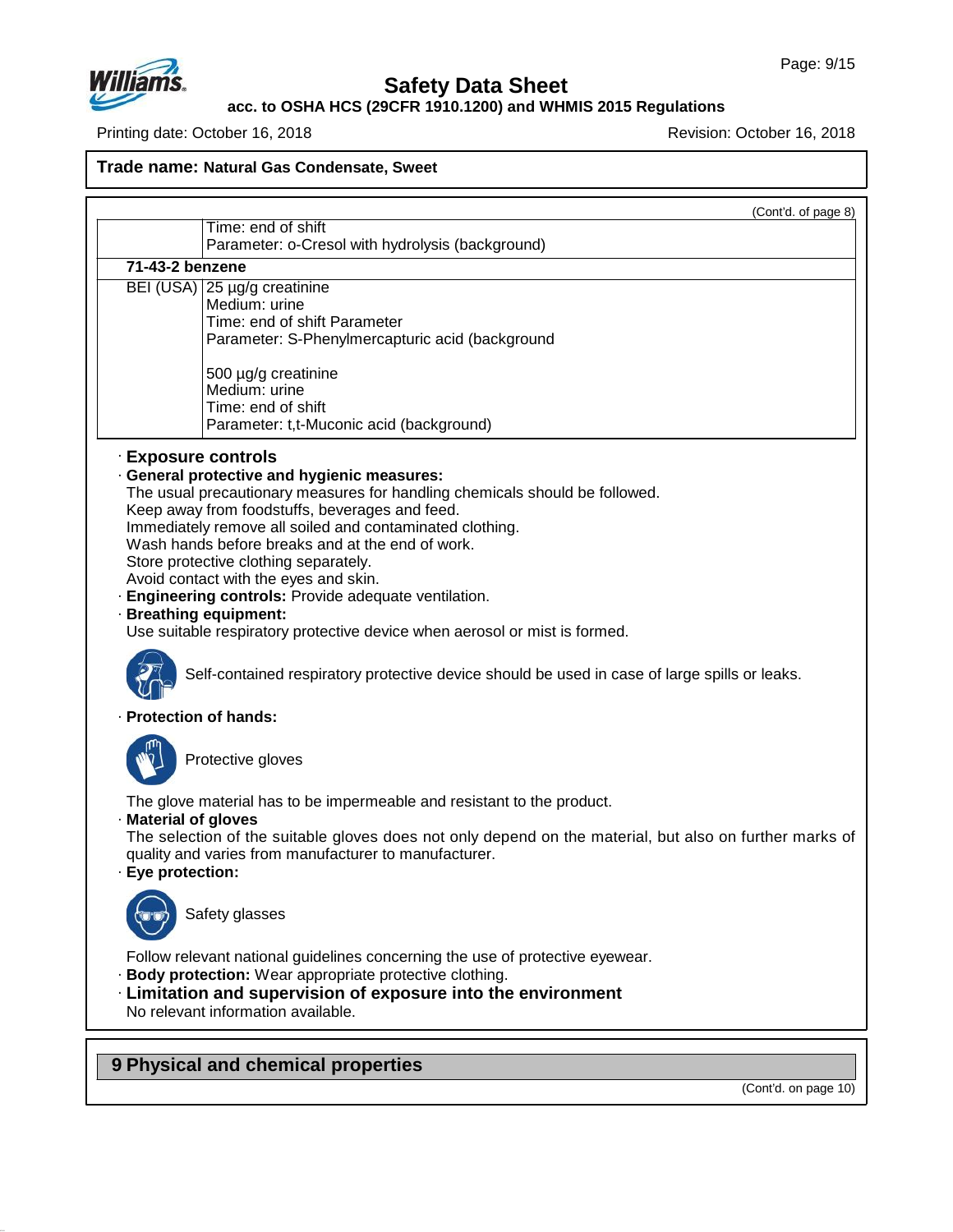**Trade name: Natural Gas Condensate, Sweet**

(Cont'd. of page 8)

| | |
|---|---|
| | Time: end of shift<br>Parameter: o-Cresol with hydrolysis (background) |
| **71-43-2 benzene** | |
| BEI (USA) | 25 µg/g creatinine<br>Medium: urine<br>Time: end of shift Parameter<br>Parameter: S-Phenylmercapturic acid (background<br><br>500 µg/g creatinine<br>Medium: urine<br>Time: end of shift<br>Parameter: t,t-Muconic acid (background) |

· **Exposure controls**

· **General protective and hygienic measures:**
The usual precautionary measures for handling chemicals should be followed.
Keep away from foodstuffs, beverages and feed.
Immediately remove all soiled and contaminated clothing.
Wash hands before breaks and at the end of work.
Store protective clothing separately.
Avoid contact with the eyes and skin.

· **Engineering controls:** Provide adequate ventilation.

· **Breathing equipment:**
Use suitable respiratory protective device when aerosol or mist is formed.

Self-contained respiratory protective device should be used in case of large spills or leaks.

· **Protection of hands:**

Protective gloves

The glove material has to be impermeable and resistant to the product.

· **Material of gloves**
The selection of the suitable gloves does not only depend on the material, but also on further marks of quality and varies from manufacturer to manufacturer.

· **Eye protection:**

Safety glasses

Follow relevant national guidelines concerning the use of protective eyewear.

· **Body protection:** Wear appropriate protective clothing.

· **Limitation and supervision of exposure into the environment**
No relevant information available.

## 9 Physical and chemical properties

(Cont'd. on page 10)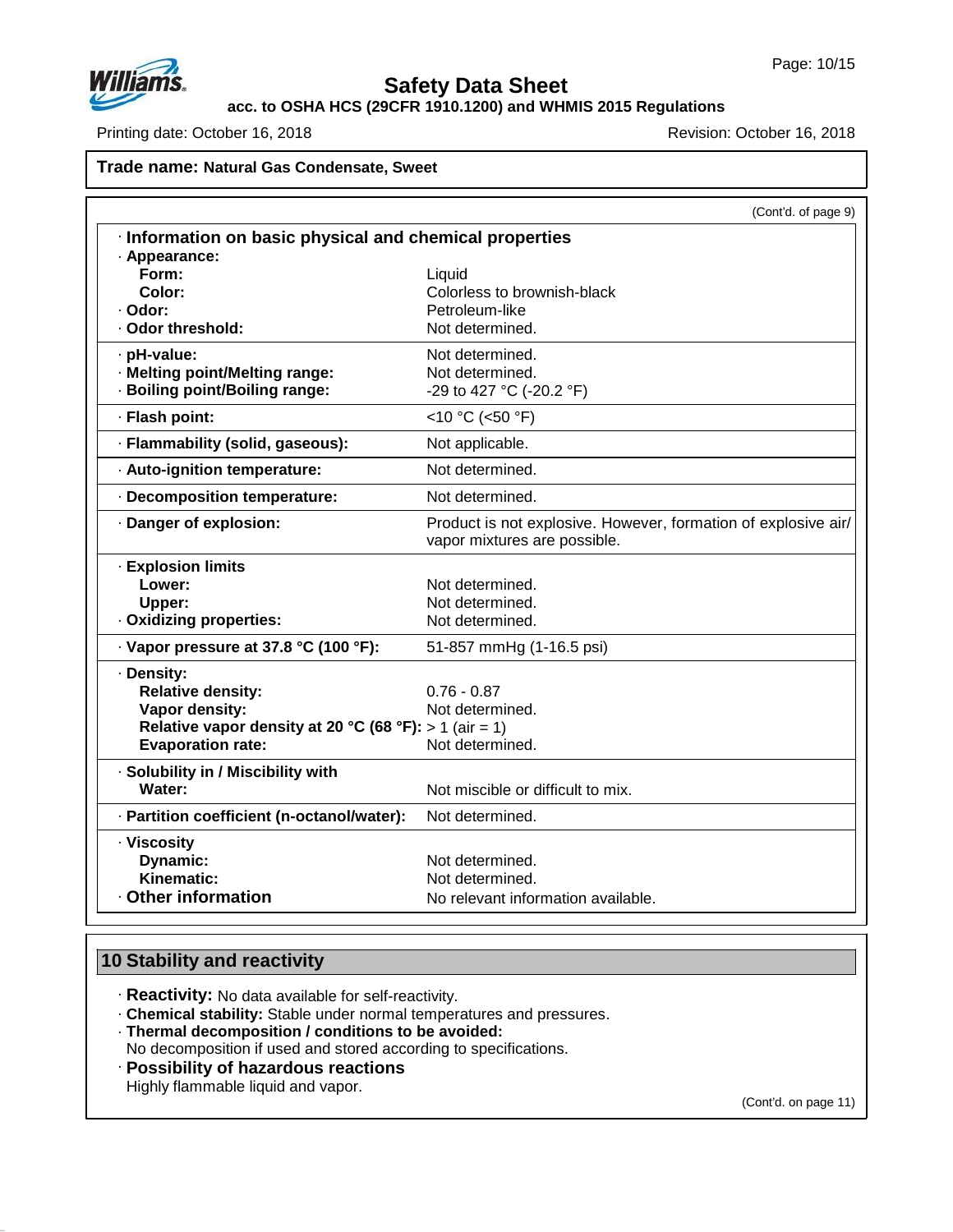# Safety Data Sheet

**acc. to OSHA HCS (29CFR 1910.1200) and WHMIS 2015 Regulations**

Printing date: October 16, 2018 | Revision: October 16, 2018

**Trade name: Natural Gas Condensate, Sweet**

(Cont'd. of page 9)

· **Information on basic physical and chemical properties**

| Property | Value |
|---|---|
| · **Appearance:** | |
| **Form:** | Liquid |
| **Color:** | Colorless to brownish-black |
| · **Odor:** | Petroleum-like |
| · **Odor threshold:** | Not determined. |
| · **pH-value:** | Not determined. |
| · **Melting point/Melting range:** | Not determined. |
| · **Boiling point/Boiling range:** | -29 to 427 °C (-20.2 °F) |
| · **Flash point:** | <10 °C (<50 °F) |
| · **Flammability (solid, gaseous):** | Not applicable. |
| · **Auto-ignition temperature:** | Not determined. |
| · **Decomposition temperature:** | Not determined. |
| · **Danger of explosion:** | Product is not explosive. However, formation of explosive air/vapor mixtures are possible. |
| · **Explosion limits** | |
| **Lower:** | Not determined. |
| **Upper:** | Not determined. |
| · **Oxidizing properties:** | Not determined. |
| · **Vapor pressure at 37.8 °C (100 °F):** | 51-857 mmHg (1-16.5 psi) |
| · **Density:** | |
| **Relative density:** | 0.76 - 0.87 |
| **Vapor density:** | Not determined. |
| **Relative vapor density at 20 °C (68 °F):** | > 1 (air = 1) |
| **Evaporation rate:** | Not determined. |
| · **Solubility in / Miscibility with** | |
| **Water:** | Not miscible or difficult to mix. |
| · **Partition coefficient (n-octanol/water):** | Not determined. |
| · **Viscosity** | |
| **Dynamic:** | Not determined. |
| **Kinematic:** | Not determined. |
| · **Other information** | No relevant information available. |

## 10 Stability and reactivity

· **Reactivity:** No data available for self-reactivity.
· **Chemical stability:** Stable under normal temperatures and pressures.
· **Thermal decomposition / conditions to be avoided:**
No decomposition if used and stored according to specifications.
· **Possibility of hazardous reactions**
Highly flammable liquid and vapor.

(Cont'd. on page 11)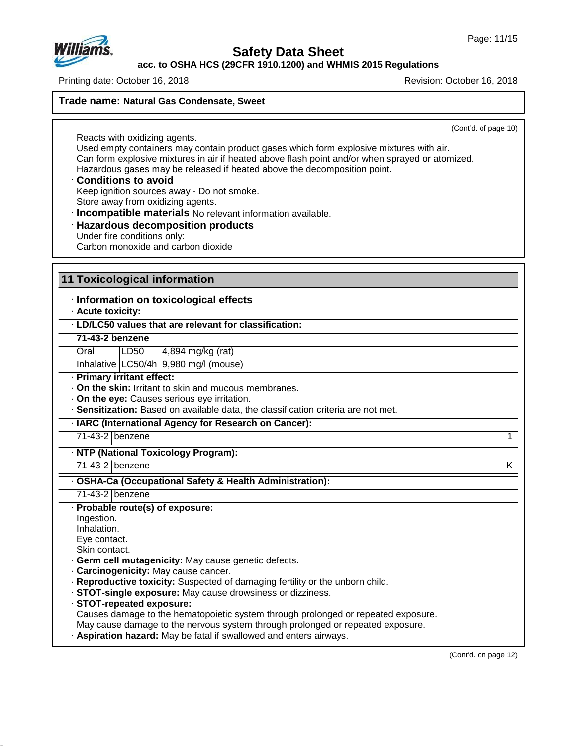**Trade name: Natural Gas Condensate, Sweet**

(Cont'd. of page 10)

Reacts with oxidizing agents.
Used empty containers may contain product gases which form explosive mixtures with air.
Can form explosive mixtures in air if heated above flash point and/or when sprayed or atomized.
Hazardous gases may be released if heated above the decomposition point.

· **Conditions to avoid**
Keep ignition sources away - Do not smoke.
Store away from oxidizing agents.

· **Incompatible materials** No relevant information available.

· **Hazardous decomposition products**
Under fire conditions only:
Carbon monoxide and carbon dioxide

## 11 Toxicological information

· **Information on toxicological effects**

· **Acute toxicity:**

| · **LD/LC50 values that are relevant for classification:** | | |
|---|---|---|
| **71-43-2 benzene** | | |
| Oral | LD50 | 4,894 mg/kg (rat) |
| Inhalative | LC50/4h | 9,980 mg/l (mouse) |

· **Primary irritant effect:**

· **On the skin:** Irritant to skin and mucous membranes.

· **On the eye:** Causes serious eye irritation.

· **Sensitization:** Based on available data, the classification criteria are not met.

| · **IARC (International Agency for Research on Cancer):** | | |
|---|---|---|
| 71-43-2 | benzene | 1 |

| · **NTP (National Toxicology Program):** | | |
|---|---|---|
| 71-43-2 | benzene | K |

| · **OSHA-Ca (Occupational Safety & Health Administration):** | |
|---|---|
| 71-43-2 | benzene |

· **Probable route(s) of exposure:**
Ingestion.
Inhalation.
Eye contact.
Skin contact.

· **Germ cell mutagenicity:** May cause genetic defects.

· **Carcinogenicity:** May cause cancer.

· **Reproductive toxicity:** Suspected of damaging fertility or the unborn child.

· **STOT-single exposure:** May cause drowsiness or dizziness.

· **STOT-repeated exposure:**
Causes damage to the hematopoietic system through prolonged or repeated exposure.
May cause damage to the nervous system through prolonged or repeated exposure.

· **Aspiration hazard:** May be fatal if swallowed and enters airways.

(Cont'd. on page 12)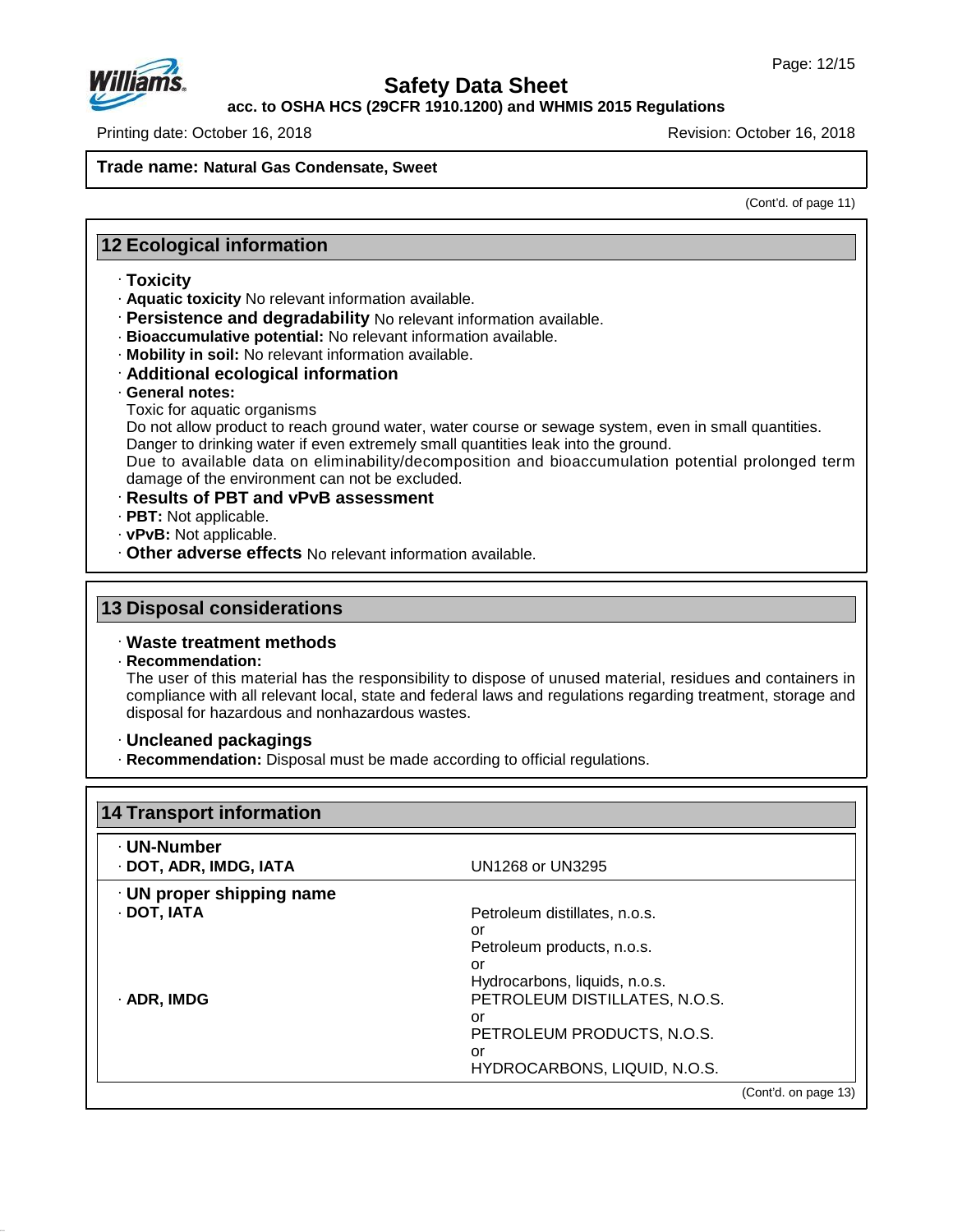Trade name: **Natural Gas Condensate, Sweet**

(Cont'd. of page 11)

## 12 Ecological information

· **Toxicity**
· **Aquatic toxicity** No relevant information available.
· **Persistence and degradability** No relevant information available.
· **Bioaccumulative potential:** No relevant information available.
· **Mobility in soil:** No relevant information available.
· **Additional ecological information**
· **General notes:**
Toxic for aquatic organisms
Do not allow product to reach ground water, water course or sewage system, even in small quantities.
Danger to drinking water if even extremely small quantities leak into the ground.
Due to available data on eliminability/decomposition and bioaccumulation potential prolonged term damage of the environment can not be excluded.
· **Results of PBT and vPvB assessment**
· **PBT:** Not applicable.
· **vPvB:** Not applicable.
· **Other adverse effects** No relevant information available.

## 13 Disposal considerations

· **Waste treatment methods**
· **Recommendation:**
The user of this material has the responsibility to dispose of unused material, residues and containers in compliance with all relevant local, state and federal laws and regulations regarding treatment, storage and disposal for hazardous and nonhazardous wastes.

· **Uncleaned packagings**
· **Recommendation:** Disposal must be made according to official regulations.

## 14 Transport information

| | |
|---|---|
| · **UN-Number** | |
| · **DOT, ADR, IMDG, IATA** | UN1268 or UN3295 |
| · **UN proper shipping name** | |
| · **DOT, IATA** | Petroleum distillates, n.o.s.<br>or<br>Petroleum products, n.o.s.<br>or<br>Hydrocarbons, liquids, n.o.s. |
| · **ADR, IMDG** | PETROLEUM DISTILLATES, N.O.S.<br>or<br>PETROLEUM PRODUCTS, N.O.S.<br>or<br>HYDROCARBONS, LIQUID, N.O.S. |

(Cont'd. on page 13)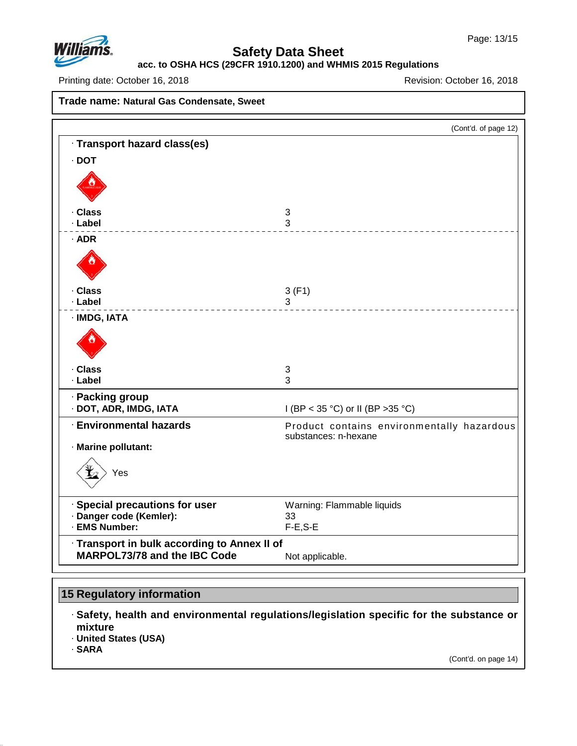**Trade name: Natural Gas Condensate, Sweet**

(Cont'd. of page 12)

· **Transport hazard class(es)**

· **DOT**

| | |
|---|---|
| · **Class** | 3 |
| · **Label** | 3 |

· **ADR**

| | |
|---|---|
| · **Class** | 3 (F1) |
| · **Label** | 3 |

· **IMDG, IATA**

| | |
|---|---|
| · **Class** | 3 |
| · **Label** | 3 |

· **Packing group**

| | |
|---|---|
| · **DOT, ADR, IMDG, IATA** | I (BP < 35 °C) or II (BP >35 °C) |

| | |
|---|---|
| · **Environmental hazards** | Product contains environmentally hazardous substances: n-hexane |
| · **Marine pollutant:** | Yes |

| | |
|---|---|
| · **Special precautions for user** | Warning: Flammable liquids |
| · **Danger code (Kemler):** | 33 |
| · **EMS Number:** | F-E,S-E |

| | |
|---|---|
| · **Transport in bulk according to Annex II of MARPOL73/78 and the IBC Code** | Not applicable. |

## 15 Regulatory information

· **Safety, health and environmental regulations/legislation specific for the substance or mixture**

· **United States (USA)**

· **SARA**

(Cont'd. on page 14)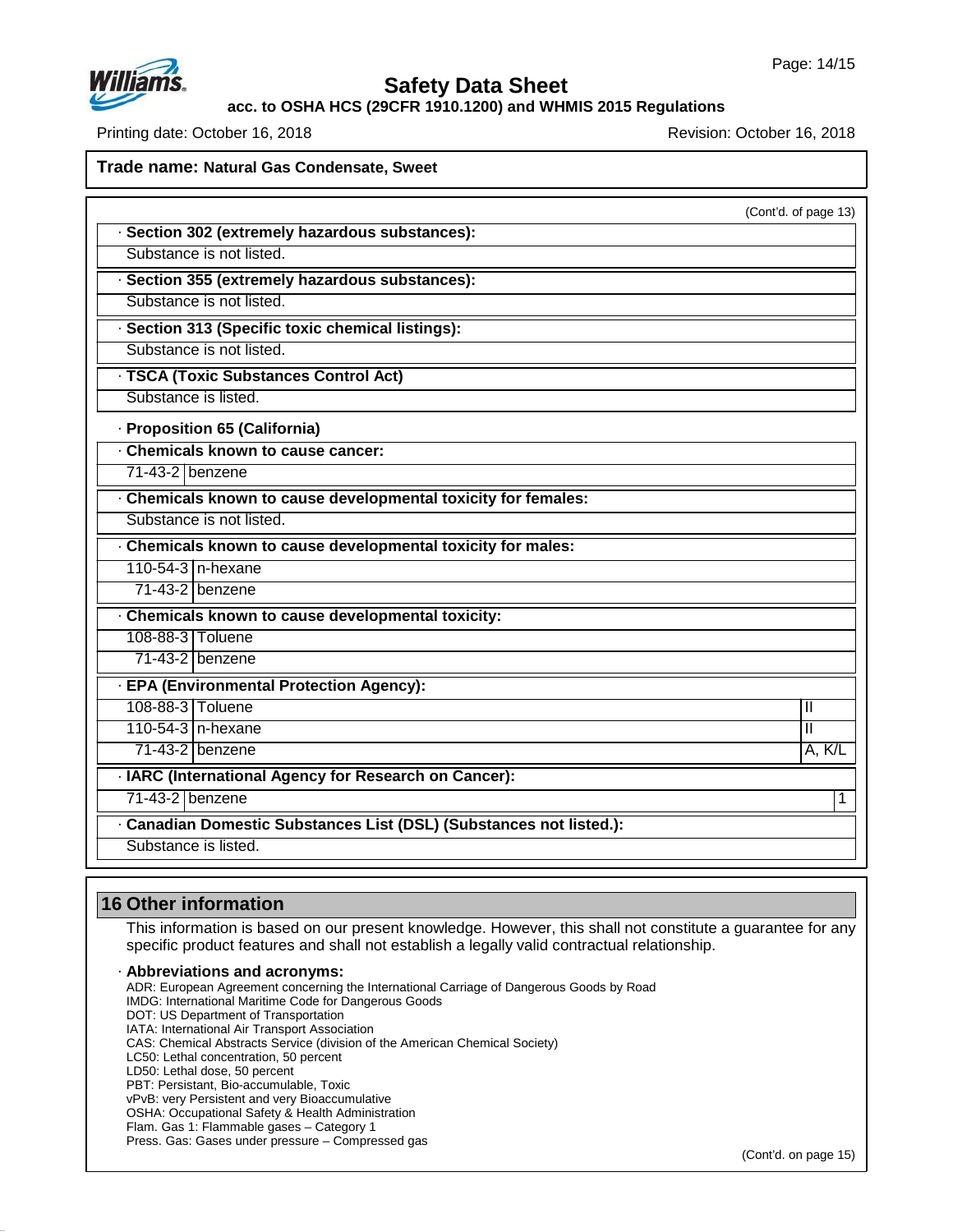**Trade name: Natural Gas Condensate, Sweet**

(Cont'd. of page 13)

· **Section 302 (extremely hazardous substances):**

Substance is not listed.

· **Section 355 (extremely hazardous substances):**

Substance is not listed.

· **Section 313 (Specific toxic chemical listings):**

Substance is not listed.

· **TSCA (Toxic Substances Control Act)**

Substance is listed.

· **Proposition 65 (California)**

· **Chemicals known to cause cancer:**

| | |
|---|---|
| 71-43-2 | benzene |

· **Chemicals known to cause developmental toxicity for females:**

Substance is not listed.

· **Chemicals known to cause developmental toxicity for males:**

| | |
|---|---|
| 110-54-3 | n-hexane |
| 71-43-2 | benzene |

· **Chemicals known to cause developmental toxicity:**

| | |
|---|---|
| 108-88-3 | Toluene |
| 71-43-2 | benzene |

· **EPA (Environmental Protection Agency):**

| | | |
|---|---|---|
| 108-88-3 | Toluene | II |
| 110-54-3 | n-hexane | II |
| 71-43-2 | benzene | A, K/L |

· **IARC (International Agency for Research on Cancer):**

| | | |
|---|---|---|
| 71-43-2 | benzene | 1 |

· **Canadian Domestic Substances List (DSL) (Substances not listed.):**

Substance is listed.

## 16 Other information

This information is based on our present knowledge. However, this shall not constitute a guarantee for any specific product features and shall not establish a legally valid contractual relationship.

· **Abbreviations and acronyms:**

ADR: European Agreement concerning the International Carriage of Dangerous Goods by Road
IMDG: International Maritime Code for Dangerous Goods
DOT: US Department of Transportation
IATA: International Air Transport Association
CAS: Chemical Abstracts Service (division of the American Chemical Society)
LC50: Lethal concentration, 50 percent
LD50: Lethal dose, 50 percent
PBT: Persistant, Bio-accumulable, Toxic
vPvB: very Persistent and very Bioaccumulative
OSHA: Occupational Safety & Health Administration
Flam. Gas 1: Flammable gases – Category 1
Press. Gas: Gases under pressure – Compressed gas

(Cont'd. on page 15)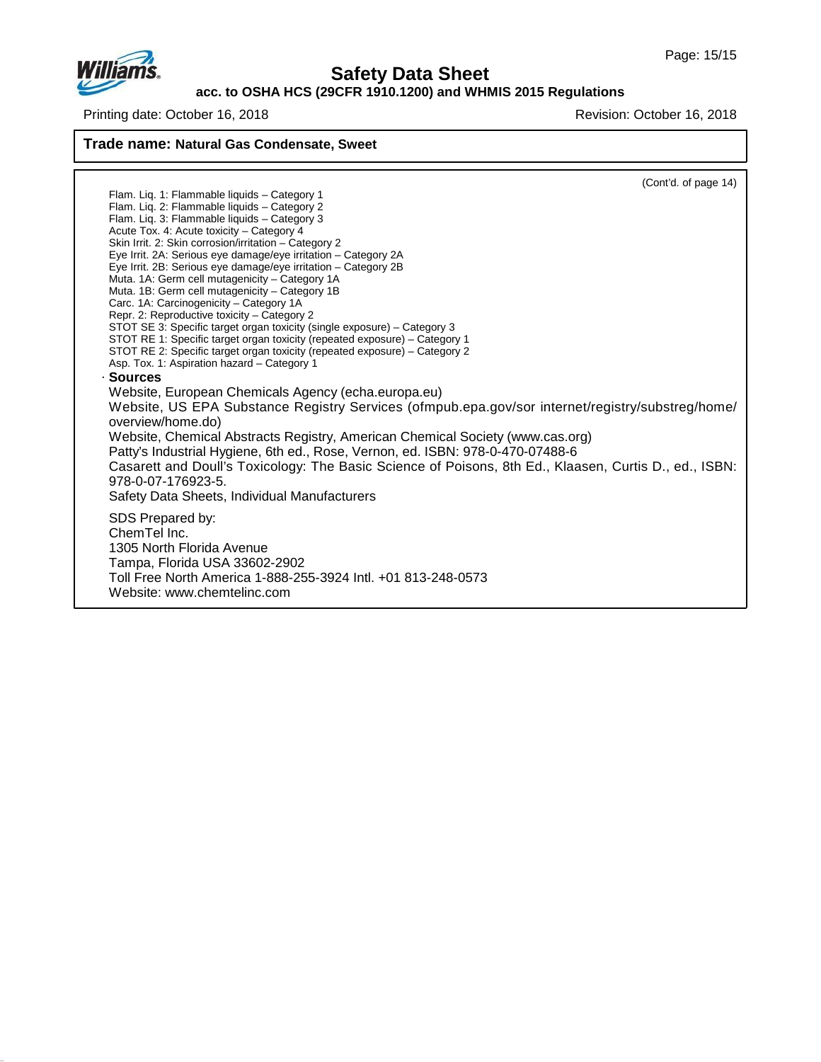Trade name: **Natural Gas Condensate, Sweet**

(Cont'd. of page 14)

Flam. Liq. 1: Flammable liquids – Category 1
Flam. Liq. 2: Flammable liquids – Category 2
Flam. Liq. 3: Flammable liquids – Category 3
Acute Tox. 4: Acute toxicity – Category 4
Skin Irrit. 2: Skin corrosion/irritation – Category 2
Eye Irrit. 2A: Serious eye damage/eye irritation – Category 2A
Eye Irrit. 2B: Serious eye damage/eye irritation – Category 2B
Muta. 1A: Germ cell mutagenicity – Category 1A
Muta. 1B: Germ cell mutagenicity – Category 1B
Carc. 1A: Carcinogenicity – Category 1A
Repr. 2: Reproductive toxicity – Category 2
STOT SE 3: Specific target organ toxicity (single exposure) – Category 3
STOT RE 1: Specific target organ toxicity (repeated exposure) – Category 1
STOT RE 2: Specific target organ toxicity (repeated exposure) – Category 2
Asp. Tox. 1: Aspiration hazard – Category 1

· **Sources**

Website, European Chemicals Agency (echa.europa.eu)
Website, US EPA Substance Registry Services (ofmpub.epa.gov/sor internet/registry/substreg/home/overview/home.do)
Website, Chemical Abstracts Registry, American Chemical Society (www.cas.org)
Patty's Industrial Hygiene, 6th ed., Rose, Vernon, ed. ISBN: 978-0-470-07488-6
Casarett and Doull's Toxicology: The Basic Science of Poisons, 8th Ed., Klaasen, Curtis D., ed., ISBN: 978-0-07-176923-5.
Safety Data Sheets, Individual Manufacturers

SDS Prepared by:
ChemTel Inc.
1305 North Florida Avenue
Tampa, Florida USA 33602-2902
Toll Free North America 1-888-255-3924 Intl. +01 813-248-0573
Website: www.chemtelinc.com